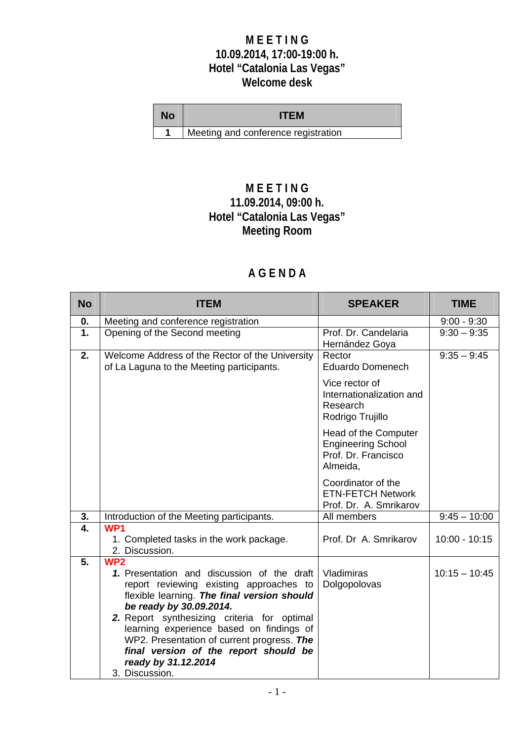# M E E T I N G
## 10.09.2014, 17:00-19:00 h.
## Hotel "Catalonia Las Vegas"
## Welcome desk

| No | ITEM |
|---|---|
| 1 | Meeting and conference registration |

# M E E T I N G
## 11.09.2014, 09:00 h.
## Hotel "Catalonia Las Vegas"
## Meeting Room

## A G E N D A

| No | ITEM | SPEAKER | TIME |
|---|---|---|---|
| 0. | Meeting and conference registration | | 9:00 - 9:30 |
| 1. | Opening of the Second meeting | Prof. Dr. Candelaria Hernández Goya | 9:30 – 9:35 |
| 2. | Welcome Address of the Rector of the University of La Laguna to the Meeting participants. | Rector Eduardo Domenech<br><br>Vice rector of Internationalization and Research Rodrigo Trujillo<br><br>Head of the Computer Engineering School Prof. Dr. Francisco Almeida,<br><br>Coordinator of the ETN-FETCH Network Prof. Dr. A. Smrikarov | 9:35 – 9:45 |
| 3. | Introduction of the Meeting participants. | All members | 9:45 – 10:00 |
| 4. | **WP1**<br>1. Completed tasks in the work package.<br>2. Discussion. | Prof. Dr A. Smrikarov | 10:00 - 10:15 |
| 5. | **WP2**<br>***1.*** Presentation and discussion of the draft report reviewing existing approaches to flexible learning. ***The final version should be ready by 30.09.2014.***<br>***2.*** Report synthesizing criteria for optimal learning experience based on findings of WP2. Presentation of current progress. ***The final version of the report should be ready by 31.12.2014***<br>3. Discussion. | Vladimiras Dolgopolovas | 10:15 – 10:45 |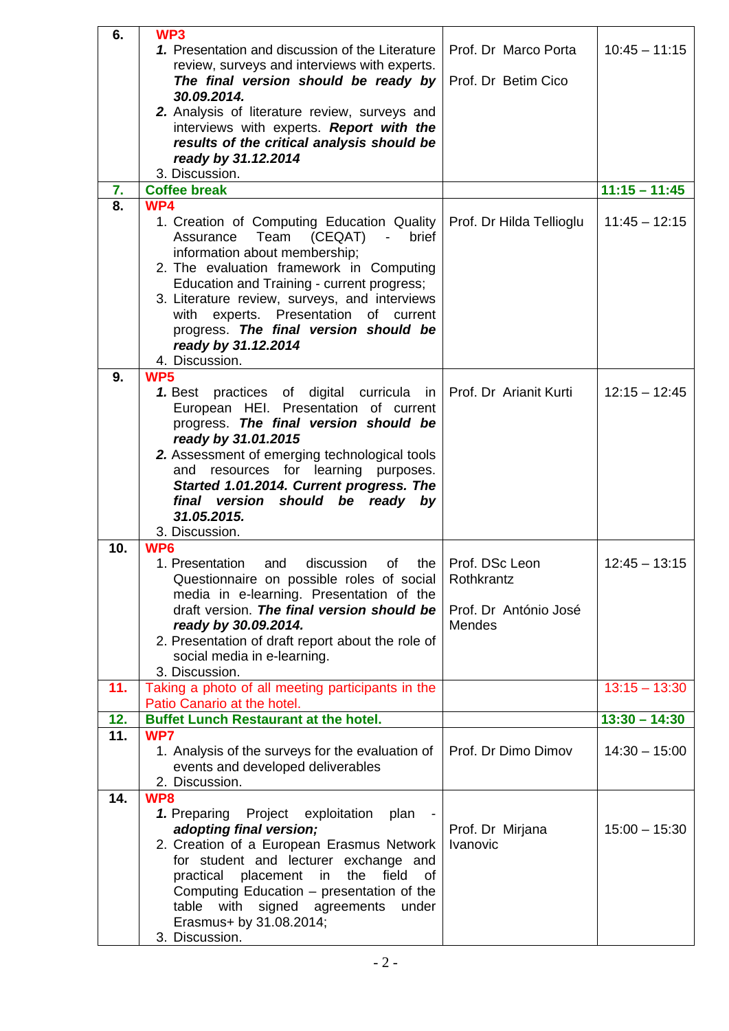| 6. | **WP3**<br>***1.*** Presentation and discussion of the Literature review, surveys and interviews with experts. ***The final version should be ready by 30.09.2014.***<br>***2.*** Analysis of literature review, surveys and interviews with experts. ***Report with the results of the critical analysis should be ready by 31.12.2014***<br>3. Discussion. | Prof. Dr Marco Porta<br><br>Prof. Dr Betim Cico | 10:45 – 11:15 |
|---|---|---|---|
| **7.** | **Coffee break** | | **11:15 – 11:45** |
| 8. | **WP4**<br>1. Creation of Computing Education Quality Assurance Team (CEQAT) - brief information about membership;<br>2. The evaluation framework in Computing Education and Training - current progress;<br>3. Literature review, surveys, and interviews with experts. Presentation of current progress. ***The final version should be ready by 31.12.2014***<br>4. Discussion. | Prof. Dr Hilda Tellioglu | 11:45 – 12:15 |
| 9. | **WP5**<br>***1.*** Best practices of digital curricula in European HEI. Presentation of current progress. ***The final version should be ready by 31.01.2015***<br>***2.*** Assessment of emerging technological tools and resources for learning purposes. ***Started 1.01.2014. Current progress. The final version should be ready by 31.05.2015.***<br>3. Discussion. | Prof. Dr Arianit Kurti | 12:15 – 12:45 |
| 10. | **WP6**<br>1. Presentation and discussion of the Questionnaire on possible roles of social media in e-learning. Presentation of the draft version. ***The final version should be ready by 30.09.2014.***<br>2. Presentation of draft report about the role of social media in e-learning.<br>3. Discussion. | Prof. DSc Leon Rothkrantz<br><br>Prof. Dr António José Mendes | 12:45 – 13:15 |
| **11.** | Taking a photo of all meeting participants in the Patio Canario at the hotel. | | 13:15 – 13:30 |
| **12.** | **Buffet Lunch Restaurant at the hotel.** | | **13:30 – 14:30** |
| 11. | **WP7**<br>1. Analysis of the surveys for the evaluation of events and developed deliverables<br>2. Discussion. | Prof. Dr Dimo Dimov | 14:30 – 15:00 |
| 14. | **WP8**<br>***1.*** Preparing Project exploitation plan - ***adopting final version;***<br>2. Creation of a European Erasmus Network for student and lecturer exchange and practical placement in the field of Computing Education – presentation of the table with signed agreements under Erasmus+ by 31.08.2014;<br>3. Discussion. | Prof. Dr Mirjana Ivanovic | 15:00 – 15:30 |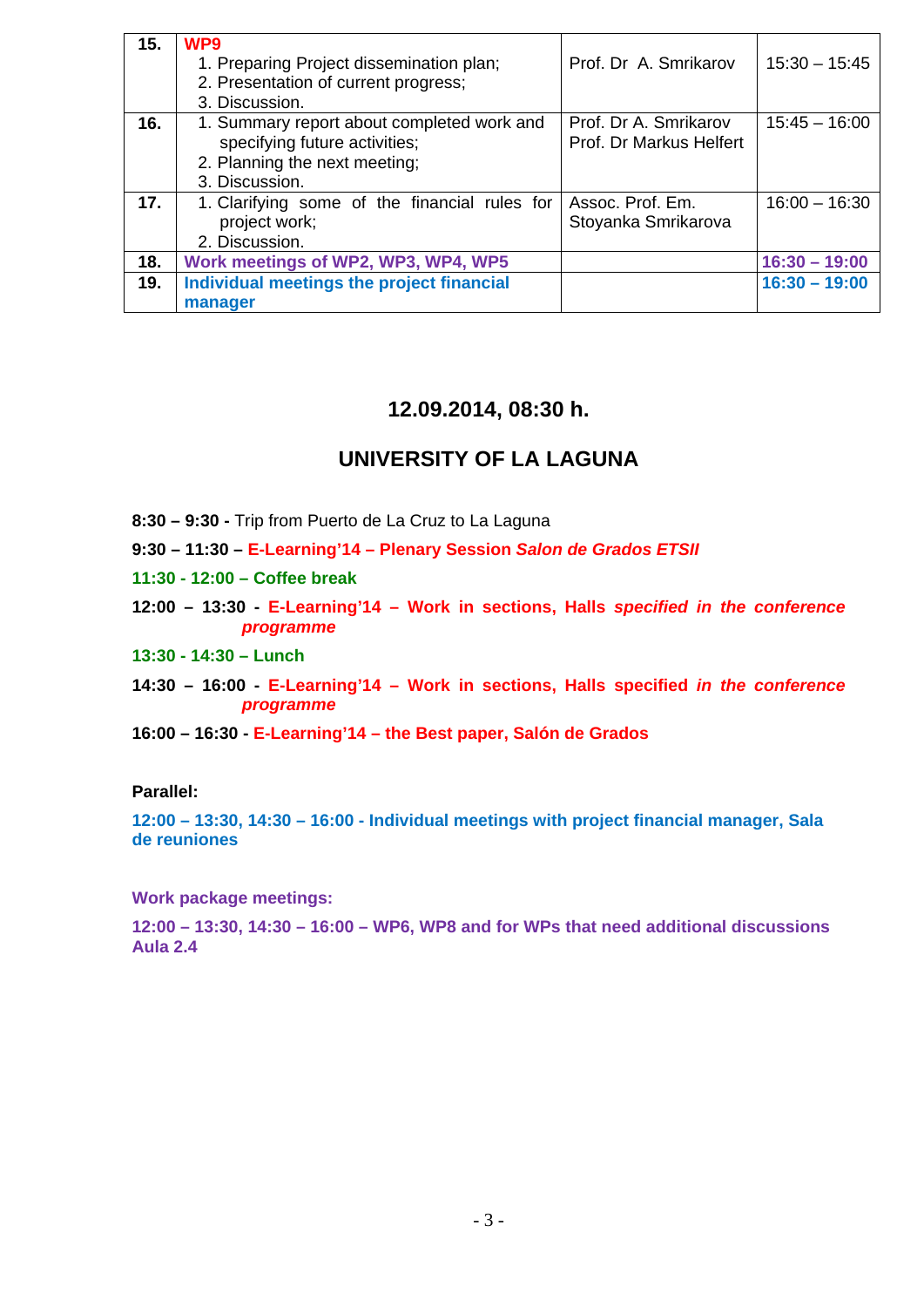| | | | |
|---|---|---|---|
| **15.** | **WP9**<br>1. Preparing Project dissemination plan;<br>2. Presentation of current progress;<br>3. Discussion. | Prof. Dr A. Smrikarov | 15:30 – 15:45 |
| **16.** | 1. Summary report about completed work and specifying future activities;<br>2. Planning the next meeting;<br>3. Discussion. | Prof. Dr A. Smrikarov<br>Prof. Dr Markus Helfert | 15:45 – 16:00 |
| **17.** | 1. Clarifying some of the financial rules for project work;<br>2. Discussion. | Assoc. Prof. Em. Stoyanka Smrikarova | 16:00 – 16:30 |
| **18.** | **Work meetings of WP2, WP3, WP4, WP5** | | **16:30 – 19:00** |
| **19.** | **Individual meetings the project financial manager** | | **16:30 – 19:00** |

## 12.09.2014, 08:30 h.

## UNIVERSITY OF LA LAGUNA

**8:30 – 9:30 -** Trip from Puerto de La Cruz to La Laguna

**9:30 – 11:30 – E-Learning'14 – Plenary Session *Salon de Grados ETSII***

**11:30 - 12:00 – Coffee break**

**12:00 – 13:30 - E-Learning'14 – Work in sections, Halls *specified in the conference programme***

**13:30 - 14:30 – Lunch**

**14:30 – 16:00 - E-Learning'14 – Work in sections, Halls specified *in the conference programme***

**16:00 – 16:30 - E-Learning'14 – the Best paper, Salón de Grados**

**Parallel:**

**12:00 – 13:30, 14:30 – 16:00 - Individual meetings with project financial manager, Sala de reuniones**

**Work package meetings:**

**12:00 – 13:30, 14:30 – 16:00 – WP6, WP8 and for WPs that need additional discussions Aula 2.4**